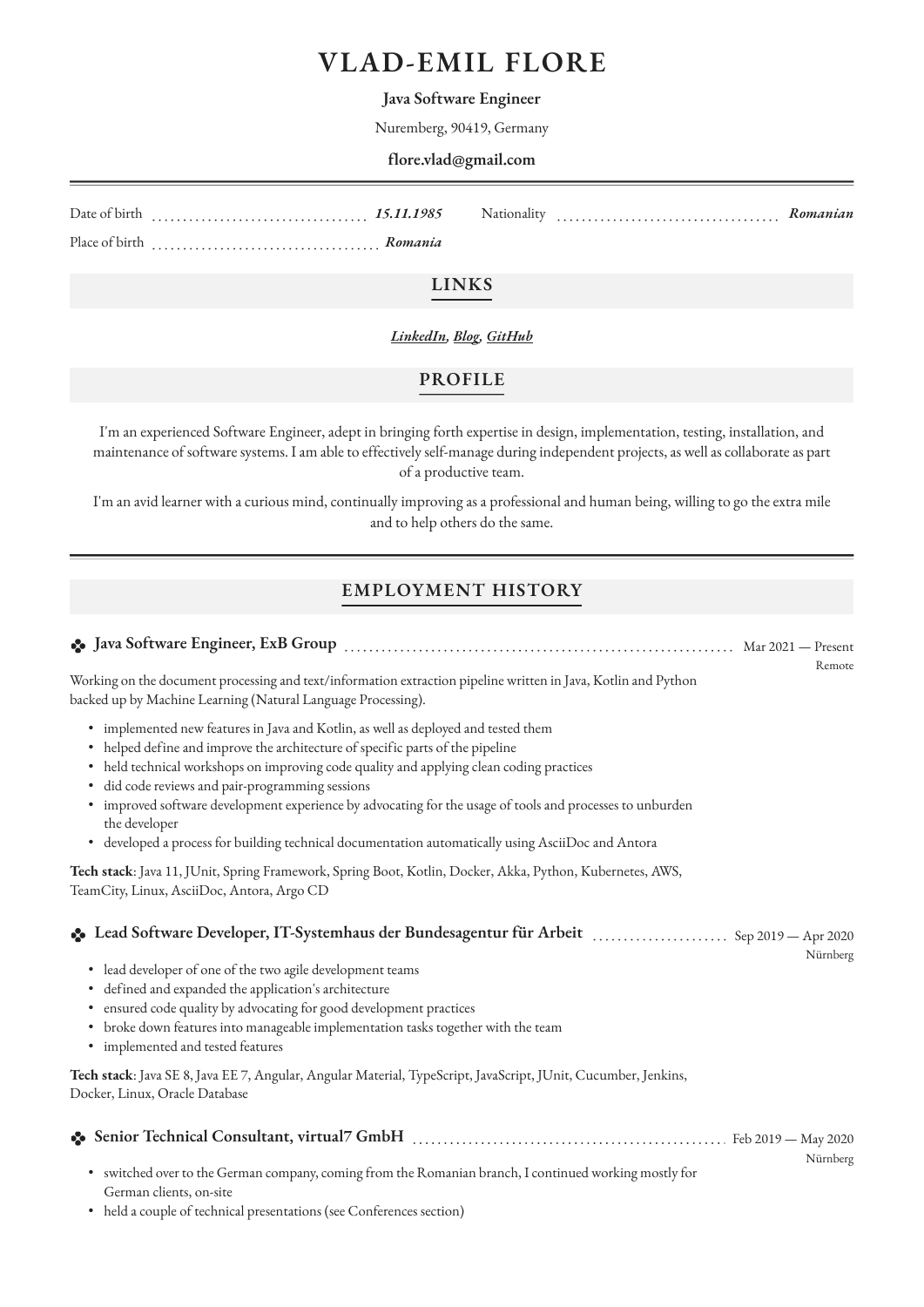# VLAD-EMIL FLORE

**Java Software Engineer**

Nuremberg, 90419, Germany

**flore.vlad@gmail.com**

| | | | |
|---|---|---|---|
| Date of birth | *15.11.1985* | Nationality | *Romanian* |
| Place of birth | *Romania* | | |

## LINKS

***LinkedIn, Blog, GitHub***

## PROFILE

I'm an experienced Software Engineer, adept in bringing forth expertise in design, implementation, testing, installation, and maintenance of software systems. I am able to effectively self-manage during independent projects, as well as collaborate as part of a productive team.

I'm an avid learner with a curious mind, continually improving as a professional and human being, willing to go the extra mile and to help others do the same.

## EMPLOYMENT HISTORY

### Java Software Engineer, ExB Group

Mar 2021 — Present
Remote

Working on the document processing and text/information extraction pipeline written in Java, Kotlin and Python backed up by Machine Learning (Natural Language Processing).

- implemented new features in Java and Kotlin, as well as deployed and tested them
- helped define and improve the architecture of specific parts of the pipeline
- held technical workshops on improving code quality and applying clean coding practices
- did code reviews and pair-programming sessions
- improved software development experience by advocating for the usage of tools and processes to unburden the developer
- developed a process for building technical documentation automatically using AsciiDoc and Antora

**Tech stack**: Java 11, JUnit, Spring Framework, Spring Boot, Kotlin, Docker, Akka, Python, Kubernetes, AWS, TeamCity, Linux, AsciiDoc, Antora, Argo CD

### Lead Software Developer, IT-Systemhaus der Bundesagentur für Arbeit

Sep 2019 — Apr 2020
Nürnberg

- lead developer of one of the two agile development teams
- defined and expanded the application's architecture
- ensured code quality by advocating for good development practices
- broke down features into manageable implementation tasks together with the team
- implemented and tested features

**Tech stack**: Java SE 8, Java EE 7, Angular, Angular Material, TypeScript, JavaScript, JUnit, Cucumber, Jenkins, Docker, Linux, Oracle Database

### Senior Technical Consultant, virtual7 GmbH

Feb 2019 — May 2020
Nürnberg

- switched over to the German company, coming from the Romanian branch, I continued working mostly for German clients, on-site
- held a couple of technical presentations (see Conferences section)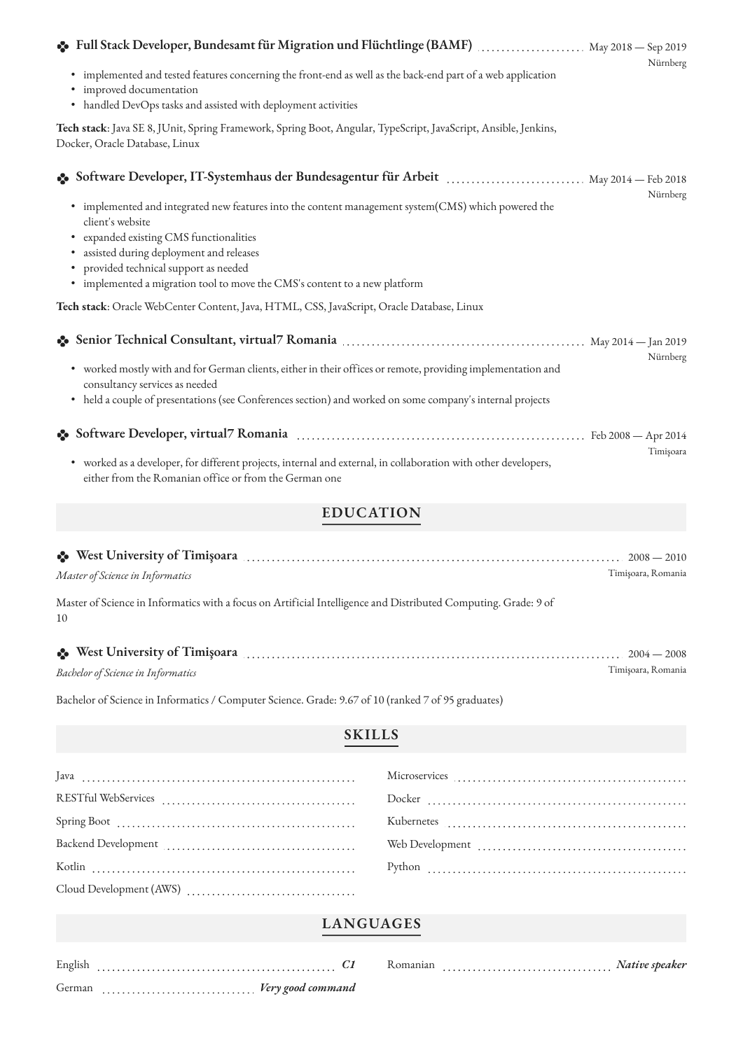### Full Stack Developer, Bundesamt für Migration und Flüchtlinge (BAMF)
May 2018 — Sep 2019
Nürnberg

- implemented and tested features concerning the front-end as well as the back-end part of a web application
- improved documentation
- handled DevOps tasks and assisted with deployment activities

**Tech stack**: Java SE 8, JUnit, Spring Framework, Spring Boot, Angular, TypeScript, JavaScript, Ansible, Jenkins, Docker, Oracle Database, Linux

### Software Developer, IT-Systemhaus der Bundesagentur für Arbeit
May 2014 — Feb 2018
Nürnberg

- implemented and integrated new features into the content management system(CMS) which powered the client's website
- expanded existing CMS functionalities
- assisted during deployment and releases
- provided technical support as needed
- implemented a migration tool to move the CMS's content to a new platform

**Tech stack**: Oracle WebCenter Content, Java, HTML, CSS, JavaScript, Oracle Database, Linux

### Senior Technical Consultant, virtual7 Romania
May 2014 — Jan 2019
Nürnberg

- worked mostly with and for German clients, either in their offices or remote, providing implementation and consultancy services as needed
- held a couple of presentations (see Conferences section) and worked on some company's internal projects

### Software Developer, virtual7 Romania
Feb 2008 — Apr 2014
Timişoara

- worked as a developer, for different projects, internal and external, in collaboration with other developers, either from the Romanian office or from the German one

## EDUCATION

### West University of Timişoara
2008 — 2010
*Master of Science in Informatics*
Timişoara, Romania

Master of Science in Informatics with a focus on Artificial Intelligence and Distributed Computing. Grade: 9 of 10

### West University of Timişoara
2004 — 2008
*Bachelor of Science in Informatics*
Timişoara, Romania

Bachelor of Science in Informatics / Computer Science. Grade: 9.67 of 10 (ranked 7 of 95 graduates)

## SKILLS

- Java
- RESTful WebServices
- Spring Boot
- Backend Development
- Kotlin
- Cloud Development (AWS)
- Microservices
- Docker
- Kubernetes
- Web Development
- Python

## LANGUAGES

- English — *C1*
- German — *Very good command*
- Romanian — *Native speaker*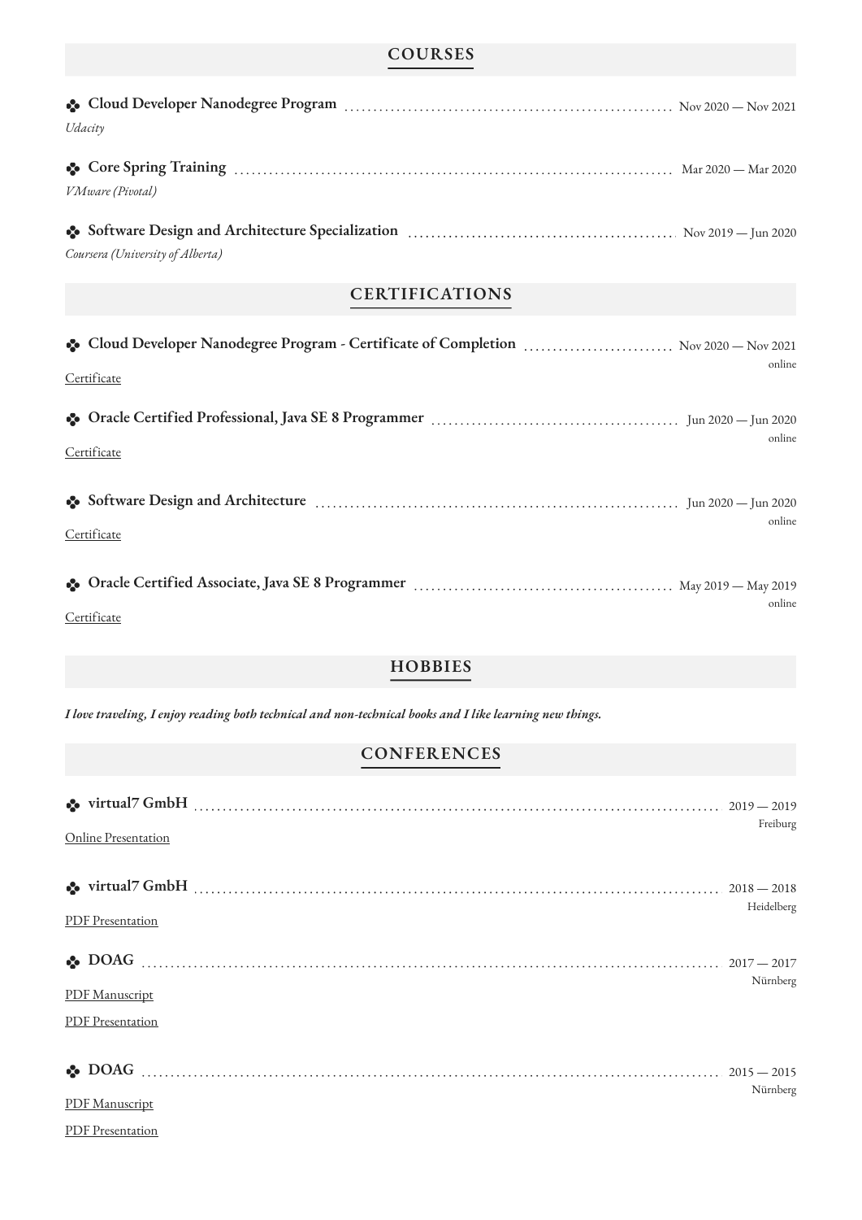## COURSES

**Cloud Developer Nanodegree Program** — Nov 2020 — Nov 2021
*Udacity*

**Core Spring Training** — Mar 2020 — Mar 2020
*VMware (Pivotal)*

**Software Design and Architecture Specialization** — Nov 2019 — Jun 2020
*Coursera (University of Alberta)*

## CERTIFICATIONS

**Cloud Developer Nanodegree Program - Certificate of Completion** — Nov 2020 — Nov 2021
online
Certificate

**Oracle Certified Professional, Java SE 8 Programmer** — Jun 2020 — Jun 2020
online
Certificate

**Software Design and Architecture** — Jun 2020 — Jun 2020
online
Certificate

**Oracle Certified Associate, Java SE 8 Programmer** — May 2019 — May 2019
online
Certificate

## HOBBIES

***I love traveling, I enjoy reading both technical and non-technical books and I like learning new things.***

## CONFERENCES

**virtual7 GmbH** — 2019 — 2019
Freiburg
Online Presentation

**virtual7 GmbH** — 2018 — 2018
Heidelberg
PDF Presentation

**DOAG** — 2017 — 2017
Nürnberg
PDF Manuscript
PDF Presentation

**DOAG** — 2015 — 2015
Nürnberg
PDF Manuscript
PDF Presentation